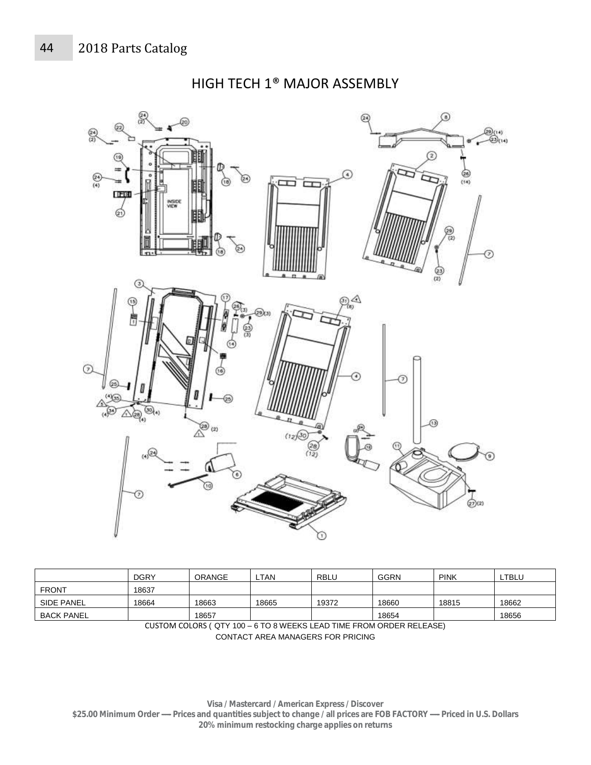# HIGH TECH 1® MAJOR ASSEMBLY

| | DGRY | ORANGE | LTAN | RBLU | GGRN | PINK | LTBLU |
|---|---|---|---|---|---|---|---|
| FRONT | 18637 | | | | | | |
| SIDE PANEL | 18664 | 18663 | 18665 | 19372 | 18660 | 18815 | 18662 |
| BACK PANEL | | 18657 | | | 18654 | | 18656 |

CUSTOM COLORS ( QTY 100 – 6 TO 8 WEEKS LEAD TIME FROM ORDER RELEASE)

CONTACT AREA MANAGERS FOR PRICING

**Visa / Mastercard / American Express / Discover**

**$25.00 Minimum Order –– Prices and quantities subject to change / all prices are FOB FACTORY –– Priced in U.S. Dollars**

**20% minimum restocking charge applies on returns**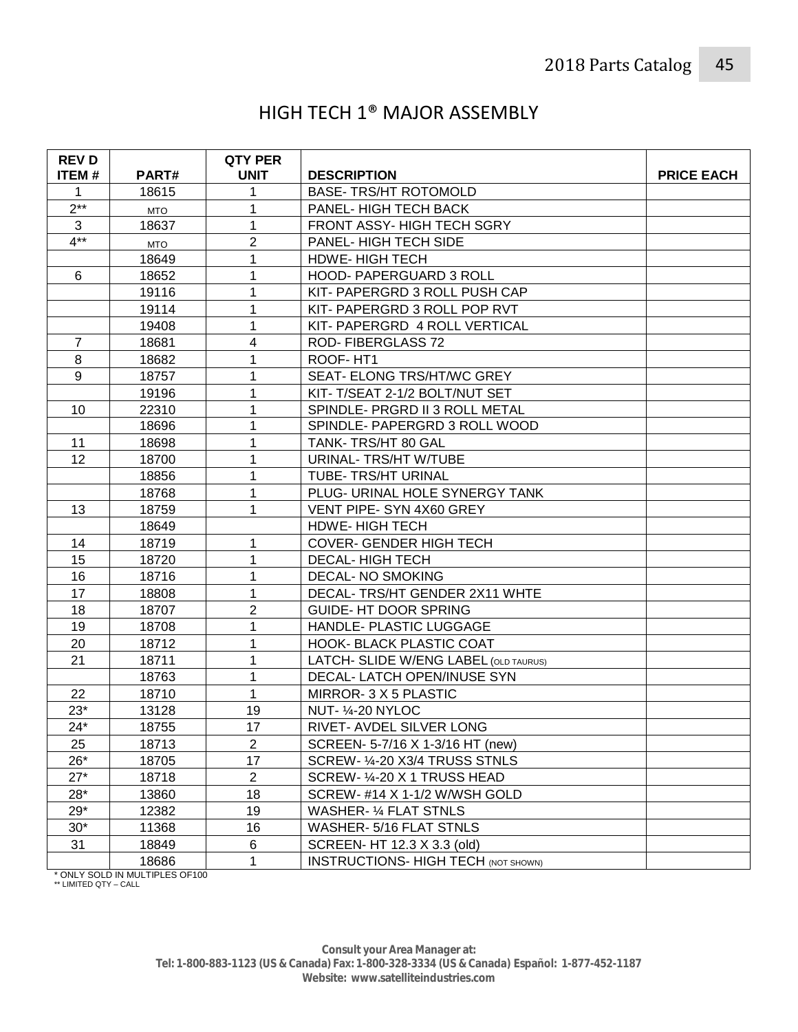# HIGH TECH 1® MAJOR ASSEMBLY

| REV D ITEM # | PART# | QTY PER UNIT | DESCRIPTION | PRICE EACH |
|---|---|---|---|---|
| 1 | 18615 | 1 | BASE- TRS/HT ROTOMOLD | |
| 2** | MTO | 1 | PANEL- HIGH TECH BACK | |
| 3 | 18637 | 1 | FRONT ASSY- HIGH TECH SGRY | |
| 4** | MTO | 2 | PANEL- HIGH TECH SIDE | |
| | 18649 | 1 | HDWE- HIGH TECH | |
| 6 | 18652 | 1 | HOOD- PAPERGUARD 3 ROLL | |
| | 19116 | 1 | KIT- PAPERGRD 3 ROLL PUSH CAP | |
| | 19114 | 1 | KIT- PAPERGRD 3 ROLL POP RVT | |
| | 19408 | 1 | KIT- PAPERGRD 4 ROLL VERTICAL | |
| 7 | 18681 | 4 | ROD- FIBERGLASS 72 | |
| 8 | 18682 | 1 | ROOF- HT1 | |
| 9 | 18757 | 1 | SEAT- ELONG TRS/HT/WC GREY | |
| | 19196 | 1 | KIT- T/SEAT 2-1/2 BOLT/NUT SET | |
| 10 | 22310 | 1 | SPINDLE- PRGRD II 3 ROLL METAL | |
| | 18696 | 1 | SPINDLE- PAPERGRD 3 ROLL WOOD | |
| 11 | 18698 | 1 | TANK- TRS/HT 80 GAL | |
| 12 | 18700 | 1 | URINAL- TRS/HT W/TUBE | |
| | 18856 | 1 | TUBE- TRS/HT URINAL | |
| | 18768 | 1 | PLUG- URINAL HOLE SYNERGY TANK | |
| 13 | 18759 | 1 | VENT PIPE- SYN 4X60 GREY | |
| | 18649 | | HDWE- HIGH TECH | |
| 14 | 18719 | 1 | COVER- GENDER HIGH TECH | |
| 15 | 18720 | 1 | DECAL- HIGH TECH | |
| 16 | 18716 | 1 | DECAL- NO SMOKING | |
| 17 | 18808 | 1 | DECAL- TRS/HT GENDER 2X11 WHTE | |
| 18 | 18707 | 2 | GUIDE- HT DOOR SPRING | |
| 19 | 18708 | 1 | HANDLE- PLASTIC LUGGAGE | |
| 20 | 18712 | 1 | HOOK- BLACK PLASTIC COAT | |
| 21 | 18711 | 1 | LATCH- SLIDE W/ENG LABEL (OLD TAURUS) | |
| | 18763 | 1 | DECAL- LATCH OPEN/INUSE SYN | |
| 22 | 18710 | 1 | MIRROR- 3 X 5 PLASTIC | |
| 23* | 13128 | 19 | NUT- ¼-20 NYLOC | |
| 24* | 18755 | 17 | RIVET- AVDEL SILVER LONG | |
| 25 | 18713 | 2 | SCREEN- 5-7/16 X 1-3/16 HT (new) | |
| 26* | 18705 | 17 | SCREW- ¼-20 X3/4 TRUSS STNLS | |
| 27* | 18718 | 2 | SCREW- ¼-20 X 1 TRUSS HEAD | |
| 28* | 13860 | 18 | SCREW- #14 X 1-1/2 W/WSH GOLD | |
| 29* | 12382 | 19 | WASHER- ¼ FLAT STNLS | |
| 30* | 11368 | 16 | WASHER- 5/16 FLAT STNLS | |
| 31 | 18849 | 6 | SCREEN- HT 12.3 X 3.3 (old) | |
| | 18686 | 1 | INSTRUCTIONS- HIGH TECH (NOT SHOWN) | |

\* ONLY SOLD IN MULTIPLES OF100
\*\* LIMITED QTY – CALL

**Consult your Area Manager at:**
**Tel: 1-800-883-1123 (US & Canada) Fax: 1-800-328-3334 (US & Canada) Español: 1-877-452-1187**
**Website: www.satelliteindustries.com**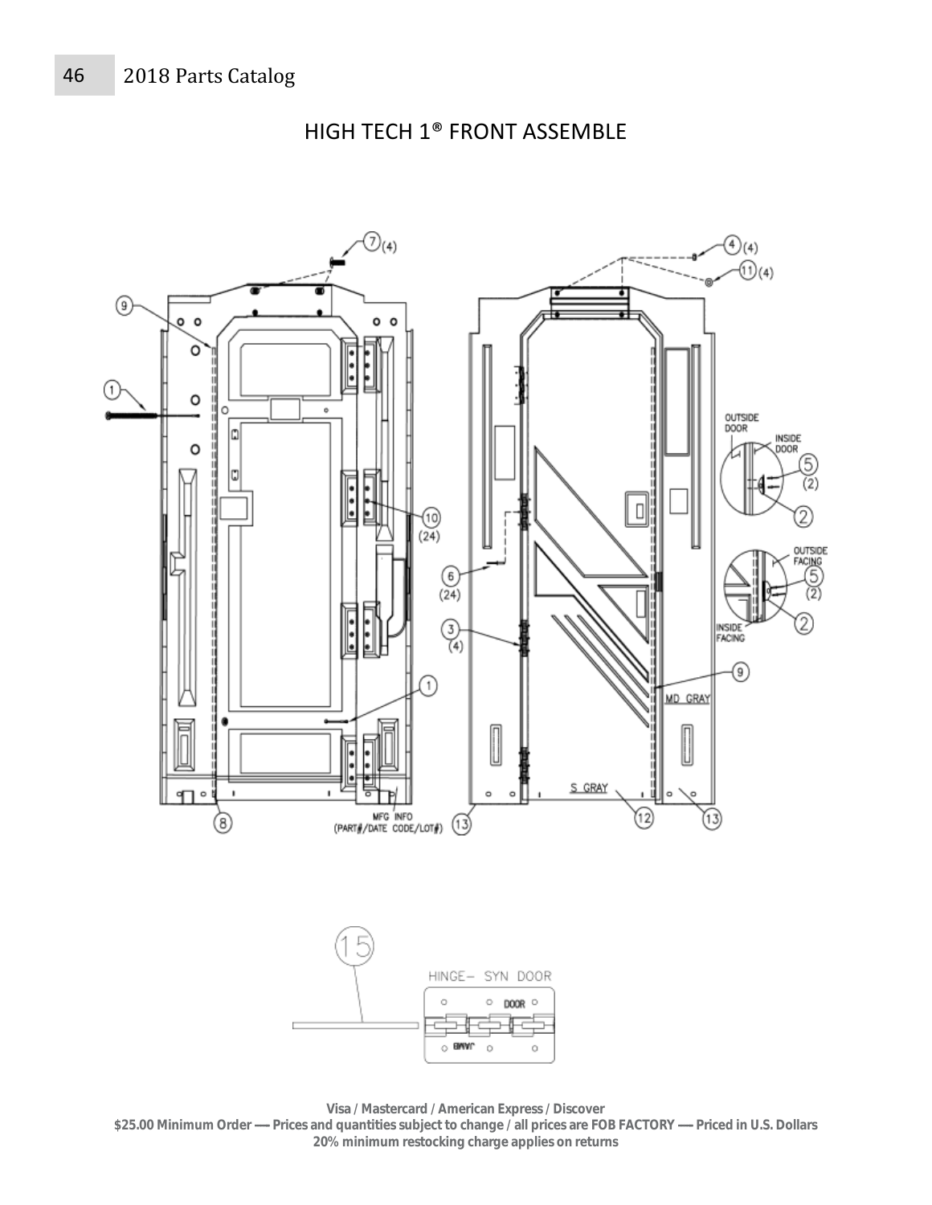# HIGH TECH 1® FRONT ASSEMBLE

Visa / Mastercard / American Express / Discover

$25.00 Minimum Order — Prices and quantities subject to change / all prices are FOB FACTORY — Priced in U.S. Dollars

20% minimum restocking charge applies on returns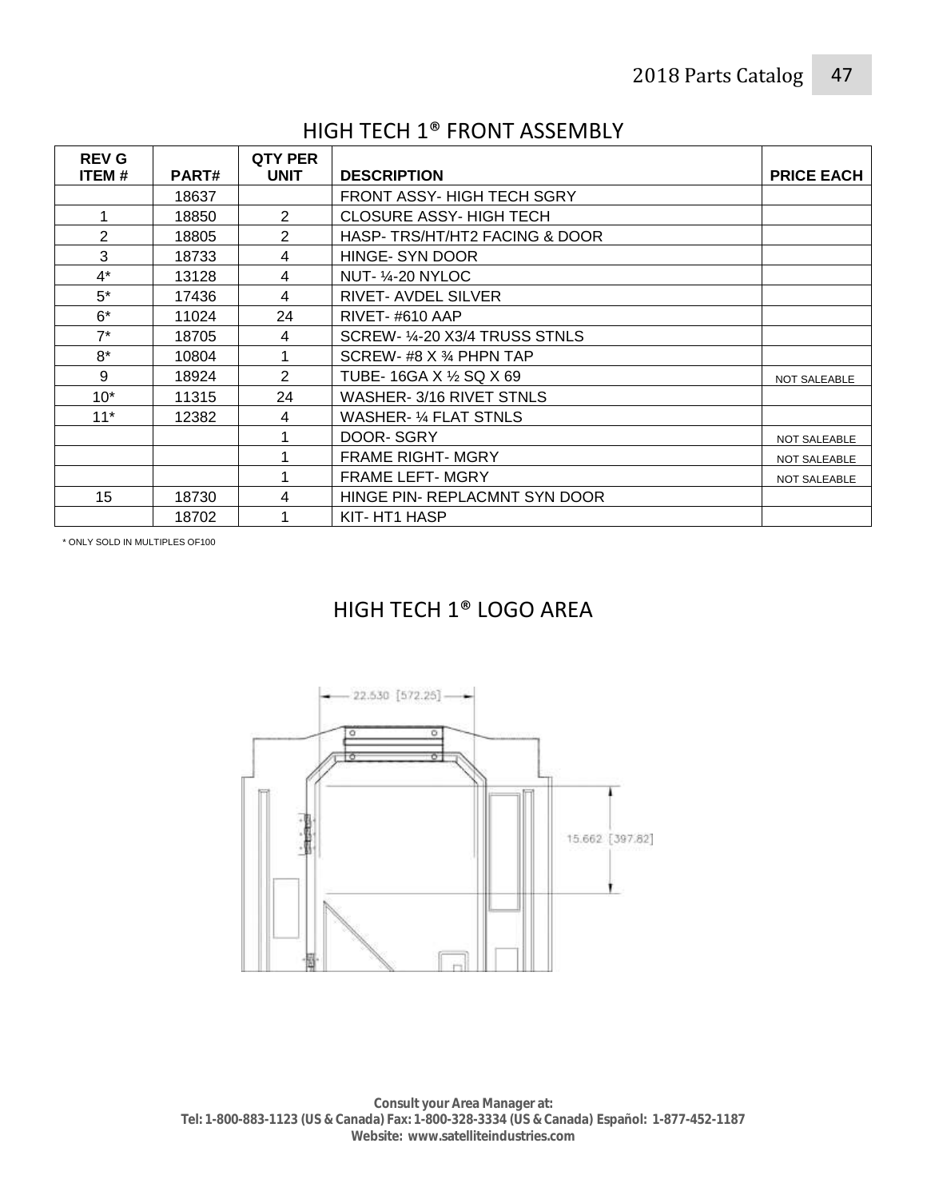## HIGH TECH 1® FRONT ASSEMBLY

| REV G ITEM # | PART# | QTY PER UNIT | DESCRIPTION | PRICE EACH |
|---|---|---|---|---|
| | 18637 | | FRONT ASSY- HIGH TECH SGRY | |
| 1 | 18850 | 2 | CLOSURE ASSY- HIGH TECH | |
| 2 | 18805 | 2 | HASP- TRS/HT/HT2 FACING & DOOR | |
| 3 | 18733 | 4 | HINGE- SYN DOOR | |
| 4* | 13128 | 4 | NUT- ¼-20 NYLOC | |
| 5* | 17436 | 4 | RIVET- AVDEL SILVER | |
| 6* | 11024 | 24 | RIVET- #610 AAP | |
| 7* | 18705 | 4 | SCREW- ¼-20 X3/4 TRUSS STNLS | |
| 8* | 10804 | 1 | SCREW- #8 X ¾ PHPN TAP | |
| 9 | 18924 | 2 | TUBE- 16GA X ½ SQ X 69 | NOT SALEABLE |
| 10* | 11315 | 24 | WASHER- 3/16 RIVET STNLS | |
| 11* | 12382 | 4 | WASHER- ¼ FLAT STNLS | |
| | | 1 | DOOR- SGRY | NOT SALEABLE |
| | | 1 | FRAME RIGHT- MGRY | NOT SALEABLE |
| | | 1 | FRAME LEFT- MGRY | NOT SALEABLE |
| 15 | 18730 | 4 | HINGE PIN- REPLACMNT SYN DOOR | |
| | 18702 | 1 | KIT- HT1 HASP | |

\* ONLY SOLD IN MULTIPLES OF100

## HIGH TECH 1® LOGO AREA

22.530 [572.25]

15.662 [397.82]

**Consult your Area Manager at:**
**Tel: 1-800-883-1123 (US & Canada) Fax: 1-800-328-3334 (US & Canada) Español: 1-877-452-1187**
**Website: www.satelliteindustries.com**